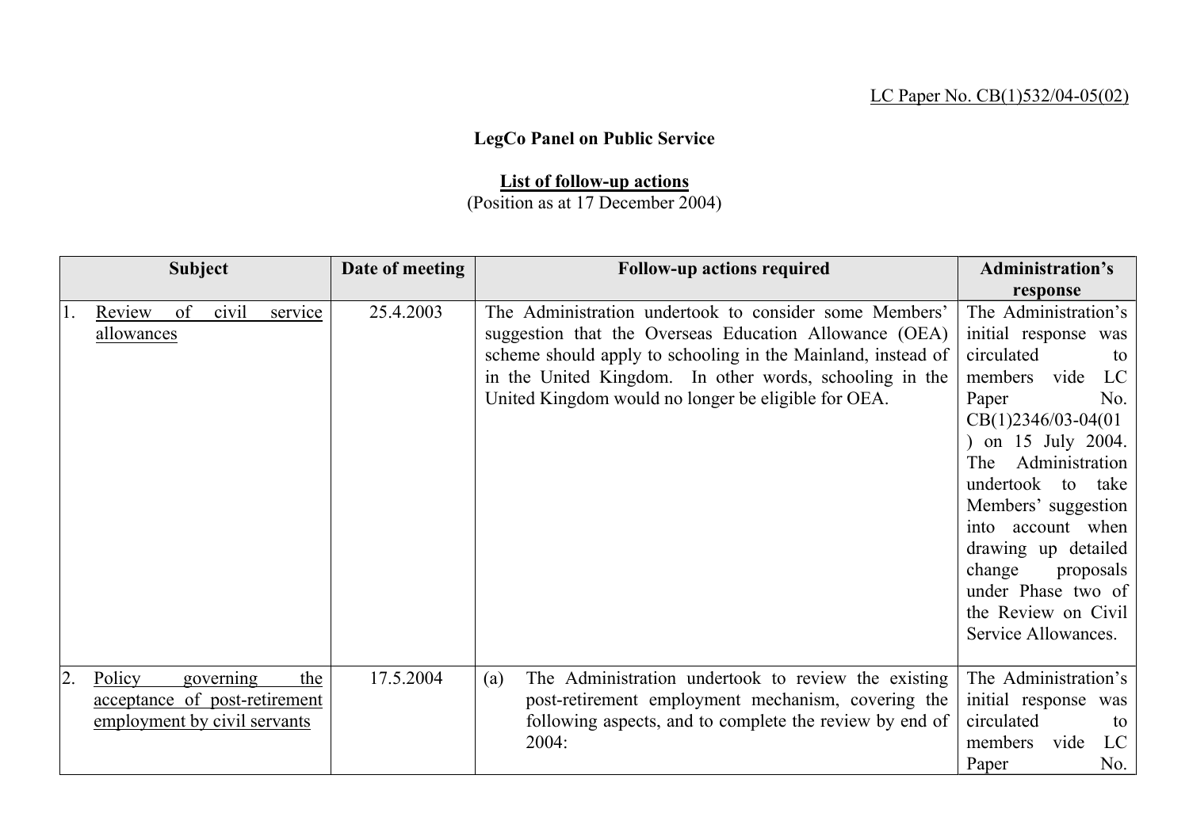LC Paper No. CB(1)532/04-05(02)

**LegCo Panel on Public Service**

**List of follow-up actions**
(Position as at 17 December 2004)

| Subject | Date of meeting | Follow-up actions required | Administration's response |
|---|---|---|---|
| 1. Review of civil service allowances | 25.4.2003 | The Administration undertook to consider some Members' suggestion that the Overseas Education Allowance (OEA) scheme should apply to schooling in the Mainland, instead of in the United Kingdom. In other words, schooling in the United Kingdom would no longer be eligible for OEA. | The Administration's initial response was circulated to members vide LC Paper No. CB(1)2346/03-04(01) on 15 July 2004. The Administration undertook to take Members' suggestion into account when drawing up detailed change proposals under Phase two of the Review on Civil Service Allowances. |
| 2. Policy governing the acceptance of post-retirement employment by civil servants | 17.5.2004 | (a) The Administration undertook to review the existing post-retirement employment mechanism, covering the following aspects, and to complete the review by end of 2004: | The Administration's initial response was circulated to members vide LC Paper No. |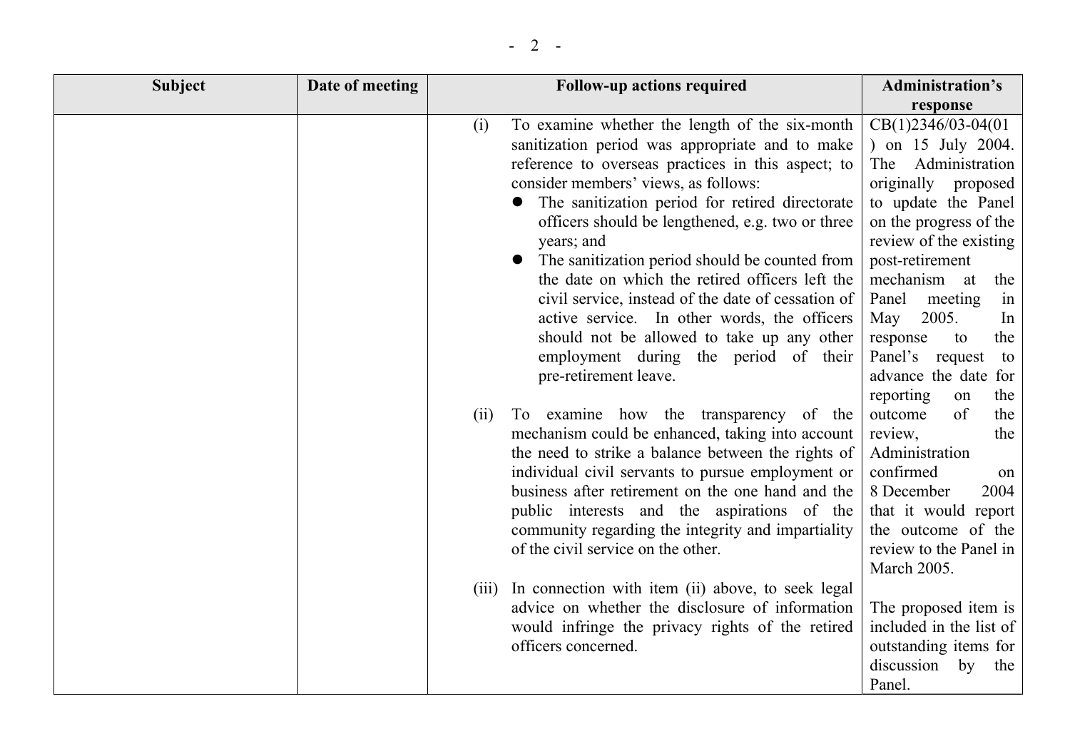| Subject | Date of meeting | Follow-up actions required | Administration's response |
|---|---|---|---|
| | | (i) To examine whether the length of the six-month sanitization period was appropriate and to make reference to overseas practices in this aspect; to consider members' views, as follows:<br>● The sanitization period for retired directorate officers should be lengthened, e.g. two or three years; and<br>● The sanitization period should be counted from the date on which the retired officers left the civil service, instead of the date of cessation of active service. In other words, the officers should not be allowed to take up any other employment during the period of their pre-retirement leave.<br><br>(ii) To examine how the transparency of the mechanism could be enhanced, taking into account the need to strike a balance between the rights of individual civil servants to pursue employment or business after retirement on the one hand and the public interests and the aspirations of the community regarding the integrity and impartiality of the civil service on the other.<br><br>(iii) In connection with item (ii) above, to seek legal advice on whether the disclosure of information would infringe the privacy rights of the retired officers concerned. | CB(1)2346/03-04(01) on 15 July 2004. The Administration originally proposed to update the Panel on the progress of the review of the existing post-retirement mechanism at the Panel meeting in May 2005. In response to the Panel's request to advance the date for reporting on the outcome of the review, the Administration confirmed on 8 December 2004 that it would report the outcome of the review to the Panel in March 2005.<br><br>The proposed item is included in the list of outstanding items for discussion by the Panel. |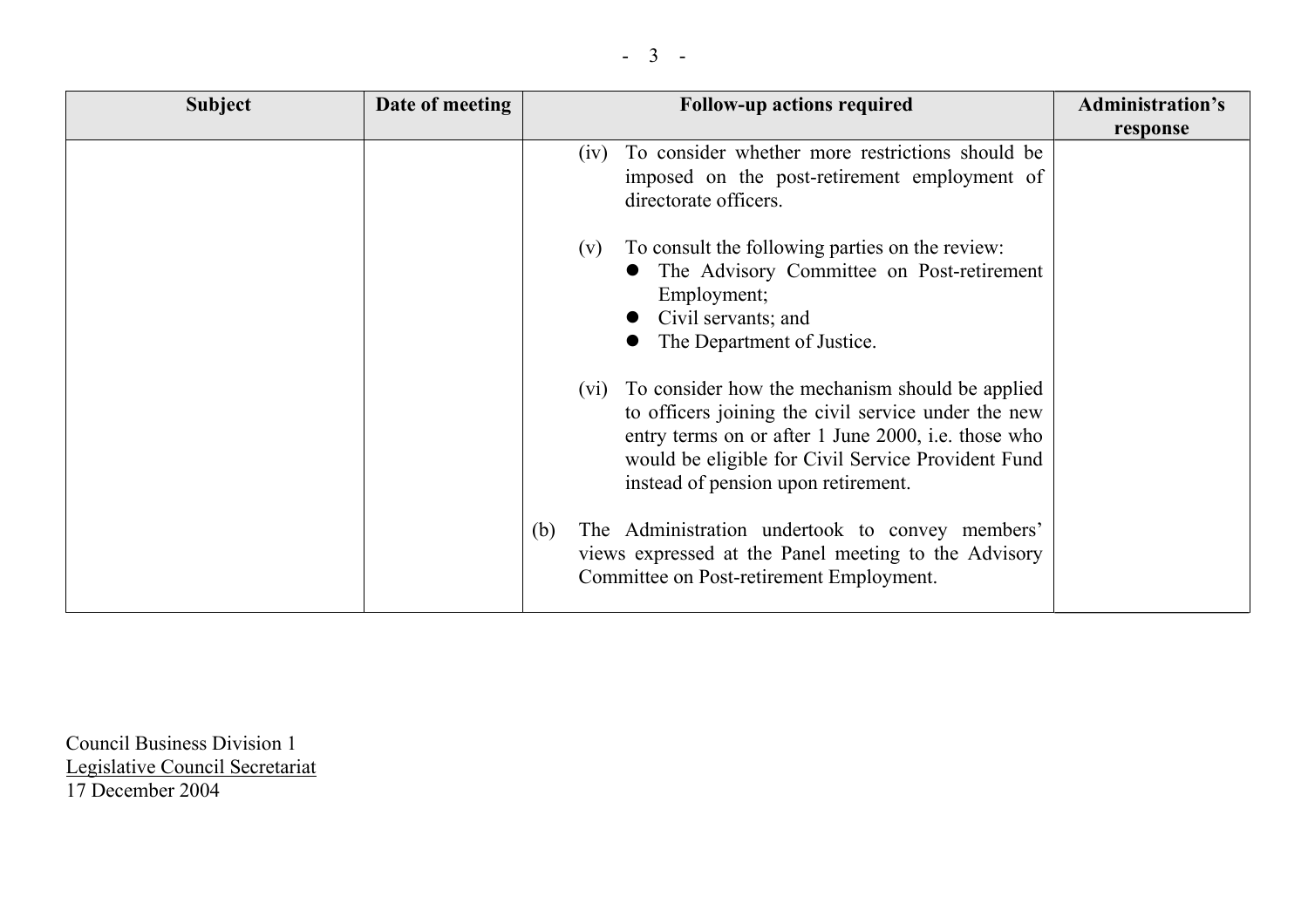| Subject | Date of meeting | Follow-up actions required | Administration's response |
| --- | --- | --- | --- |
| | | (iv) To consider whether more restrictions should be imposed on the post-retirement employment of directorate officers.<br><br>(v) To consult the following parties on the review:<br>● The Advisory Committee on Post-retirement Employment;<br>● Civil servants; and<br>● The Department of Justice.<br><br>(vi) To consider how the mechanism should be applied to officers joining the civil service under the new entry terms on or after 1 June 2000, i.e. those who would be eligible for Civil Service Provident Fund instead of pension upon retirement.<br><br>(b) The Administration undertook to convey members' views expressed at the Panel meeting to the Advisory Committee on Post-retirement Employment. | |

Council Business Division 1
Legislative Council Secretariat
17 December 2004